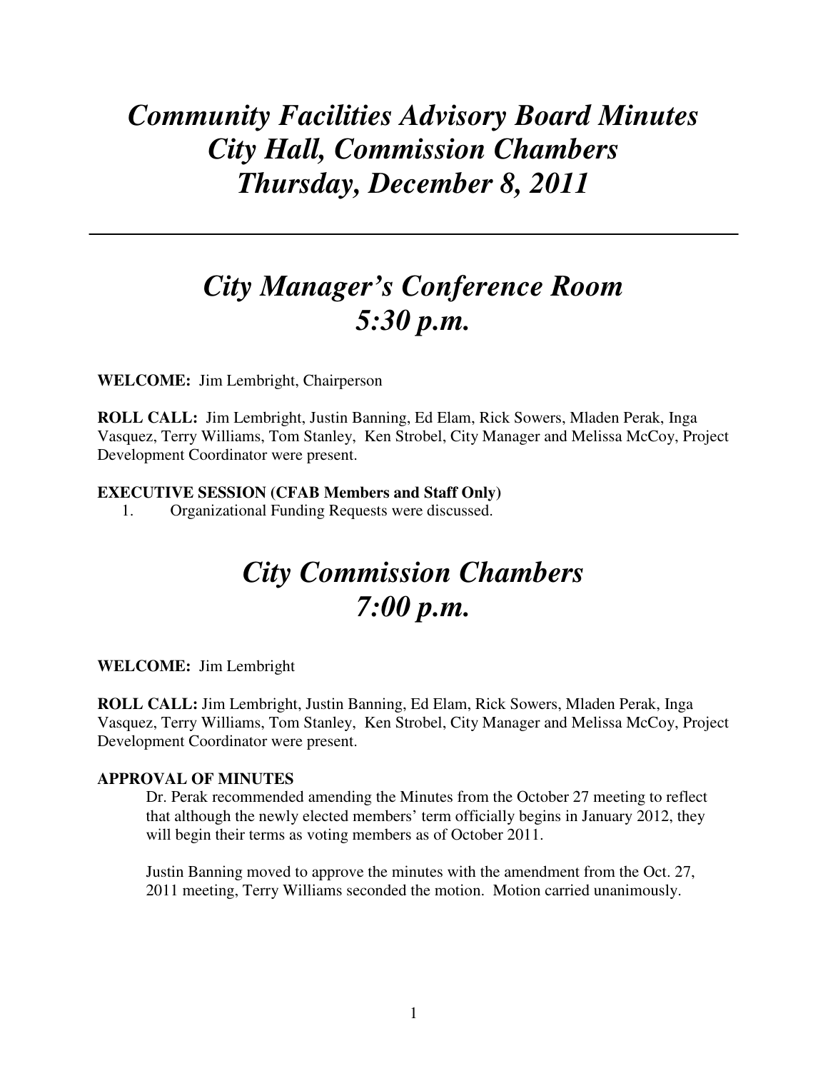# *Community Facilities Advisory Board Minutes*
# *City Hall, Commission Chambers*
# *Thursday, December 8, 2011*

---

## *City Manager's Conference Room*
## *5:30 p.m.*

**WELCOME:** Jim Lembright, Chairperson

**ROLL CALL:** Jim Lembright, Justin Banning, Ed Elam, Rick Sowers, Mladen Perak, Inga Vasquez, Terry Williams, Tom Stanley, Ken Strobel, City Manager and Melissa McCoy, Project Development Coordinator were present.

**EXECUTIVE SESSION (CFAB Members and Staff Only)**

1. Organizational Funding Requests were discussed.

## *City Commission Chambers*
## *7:00 p.m.*

**WELCOME:** Jim Lembright

**ROLL CALL:** Jim Lembright, Justin Banning, Ed Elam, Rick Sowers, Mladen Perak, Inga Vasquez, Terry Williams, Tom Stanley, Ken Strobel, City Manager and Melissa McCoy, Project Development Coordinator were present.

**APPROVAL OF MINUTES**

Dr. Perak recommended amending the Minutes from the October 27 meeting to reflect that although the newly elected members' term officially begins in January 2012, they will begin their terms as voting members as of October 2011.

Justin Banning moved to approve the minutes with the amendment from the Oct. 27, 2011 meeting, Terry Williams seconded the motion. Motion carried unanimously.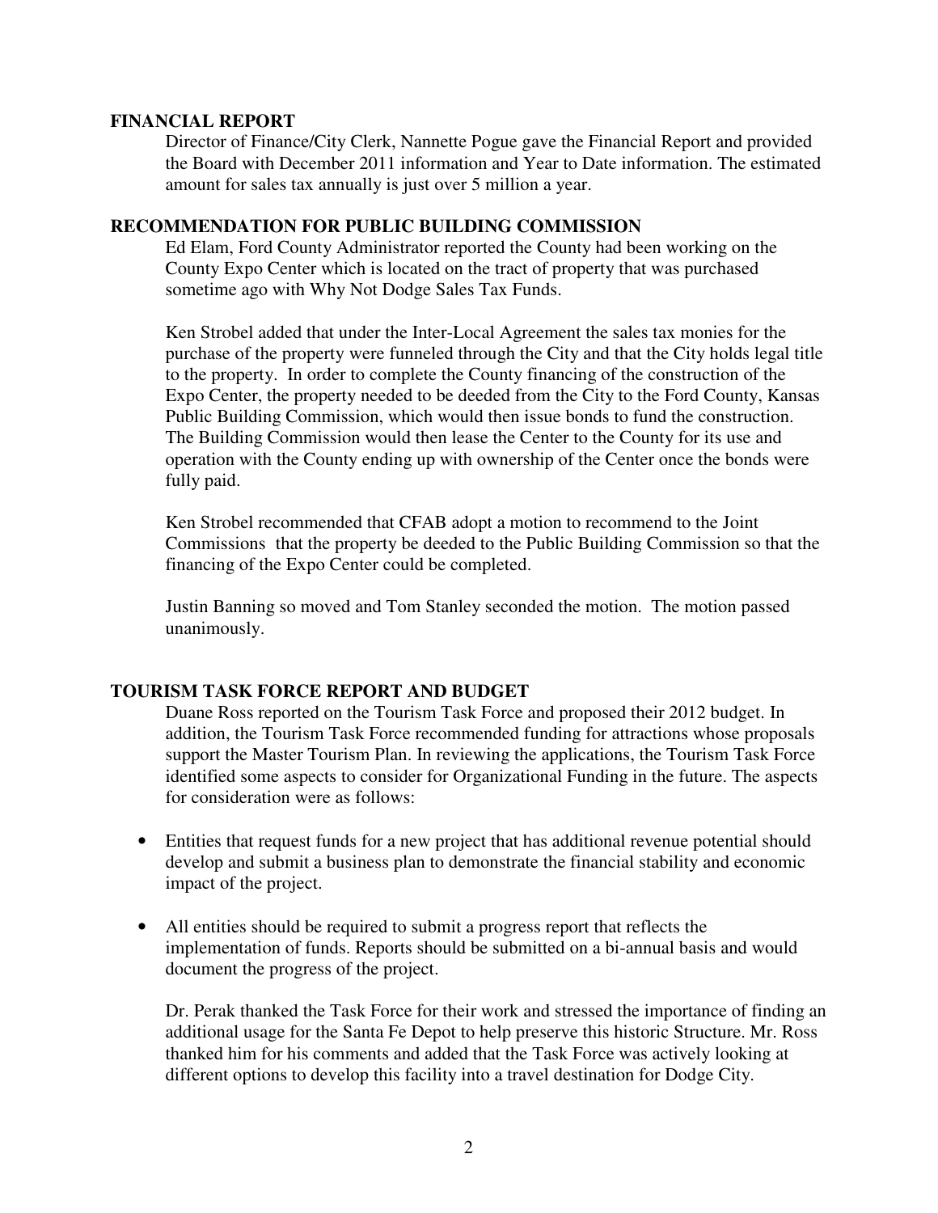## FINANCIAL REPORT

Director of Finance/City Clerk, Nannette Pogue gave the Financial Report and provided the Board with December 2011 information and Year to Date information. The estimated amount for sales tax annually is just over 5 million a year.

## RECOMMENDATION FOR PUBLIC BUILDING COMMISSION

Ed Elam, Ford County Administrator reported the County had been working on the County Expo Center which is located on the tract of property that was purchased sometime ago with Why Not Dodge Sales Tax Funds.

Ken Strobel added that under the Inter-Local Agreement the sales tax monies for the purchase of the property were funneled through the City and that the City holds legal title to the property. In order to complete the County financing of the construction of the Expo Center, the property needed to be deeded from the City to the Ford County, Kansas Public Building Commission, which would then issue bonds to fund the construction. The Building Commission would then lease the Center to the County for its use and operation with the County ending up with ownership of the Center once the bonds were fully paid.

Ken Strobel recommended that CFAB adopt a motion to recommend to the Joint Commissions that the property be deeded to the Public Building Commission so that the financing of the Expo Center could be completed.

Justin Banning so moved and Tom Stanley seconded the motion. The motion passed unanimously.

## TOURISM TASK FORCE REPORT AND BUDGET

Duane Ross reported on the Tourism Task Force and proposed their 2012 budget. In addition, the Tourism Task Force recommended funding for attractions whose proposals support the Master Tourism Plan. In reviewing the applications, the Tourism Task Force identified some aspects to consider for Organizational Funding in the future. The aspects for consideration were as follows:

- Entities that request funds for a new project that has additional revenue potential should develop and submit a business plan to demonstrate the financial stability and economic impact of the project.
- All entities should be required to submit a progress report that reflects the implementation of funds. Reports should be submitted on a bi-annual basis and would document the progress of the project.

Dr. Perak thanked the Task Force for their work and stressed the importance of finding an additional usage for the Santa Fe Depot to help preserve this historic Structure. Mr. Ross thanked him for his comments and added that the Task Force was actively looking at different options to develop this facility into a travel destination for Dodge City.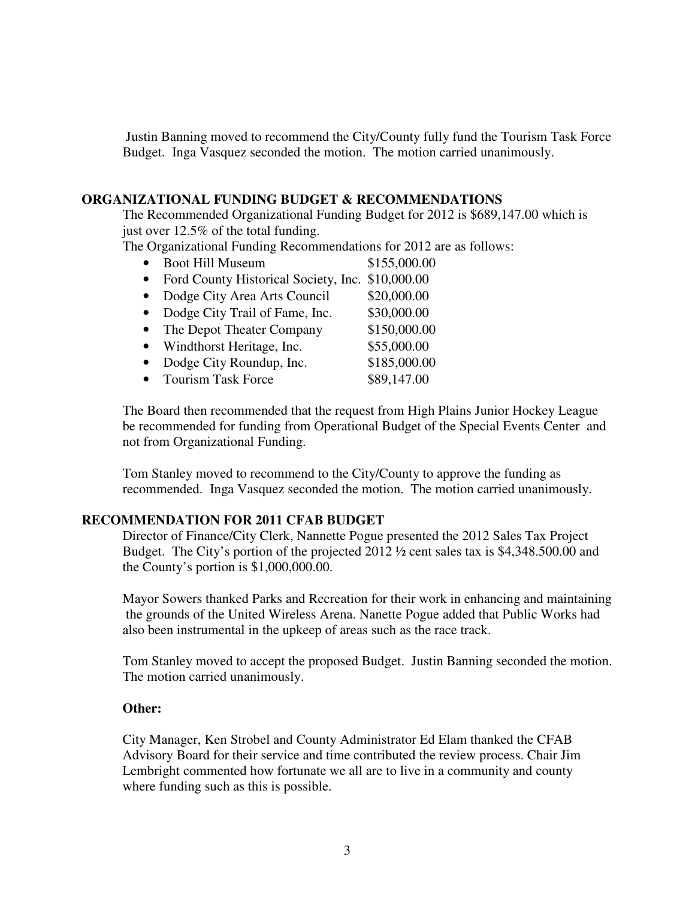Justin Banning moved to recommend the City/County fully fund the Tourism Task Force Budget. Inga Vasquez seconded the motion. The motion carried unanimously.

## ORGANIZATIONAL FUNDING BUDGET & RECOMMENDATIONS

The Recommended Organizational Funding Budget for 2012 is $689,147.00 which is just over 12.5% of the total funding.

The Organizational Funding Recommendations for 2012 are as follows:

- Boot Hill Museum $155,000.00
- Ford County Historical Society, Inc. $10,000.00
- Dodge City Area Arts Council $20,000.00
- Dodge City Trail of Fame, Inc. $30,000.00
- The Depot Theater Company $150,000.00
- Windthorst Heritage, Inc. $55,000.00
- Dodge City Roundup, Inc. $185,000.00
- Tourism Task Force $89,147.00

The Board then recommended that the request from High Plains Junior Hockey League be recommended for funding from Operational Budget of the Special Events Center and not from Organizational Funding.

Tom Stanley moved to recommend to the City/County to approve the funding as recommended. Inga Vasquez seconded the motion. The motion carried unanimously.

## RECOMMENDATION FOR 2011 CFAB BUDGET

Director of Finance/City Clerk, Nannette Pogue presented the 2012 Sales Tax Project Budget. The City's portion of the projected 2012 ½ cent sales tax is $4,348.500.00 and the County's portion is $1,000,000.00.

Mayor Sowers thanked Parks and Recreation for their work in enhancing and maintaining the grounds of the United Wireless Arena. Nanette Pogue added that Public Works had also been instrumental in the upkeep of areas such as the race track.

Tom Stanley moved to accept the proposed Budget. Justin Banning seconded the motion. The motion carried unanimously.

### Other:

City Manager, Ken Strobel and County Administrator Ed Elam thanked the CFAB Advisory Board for their service and time contributed the review process. Chair Jim Lembright commented how fortunate we all are to live in a community and county where funding such as this is possible.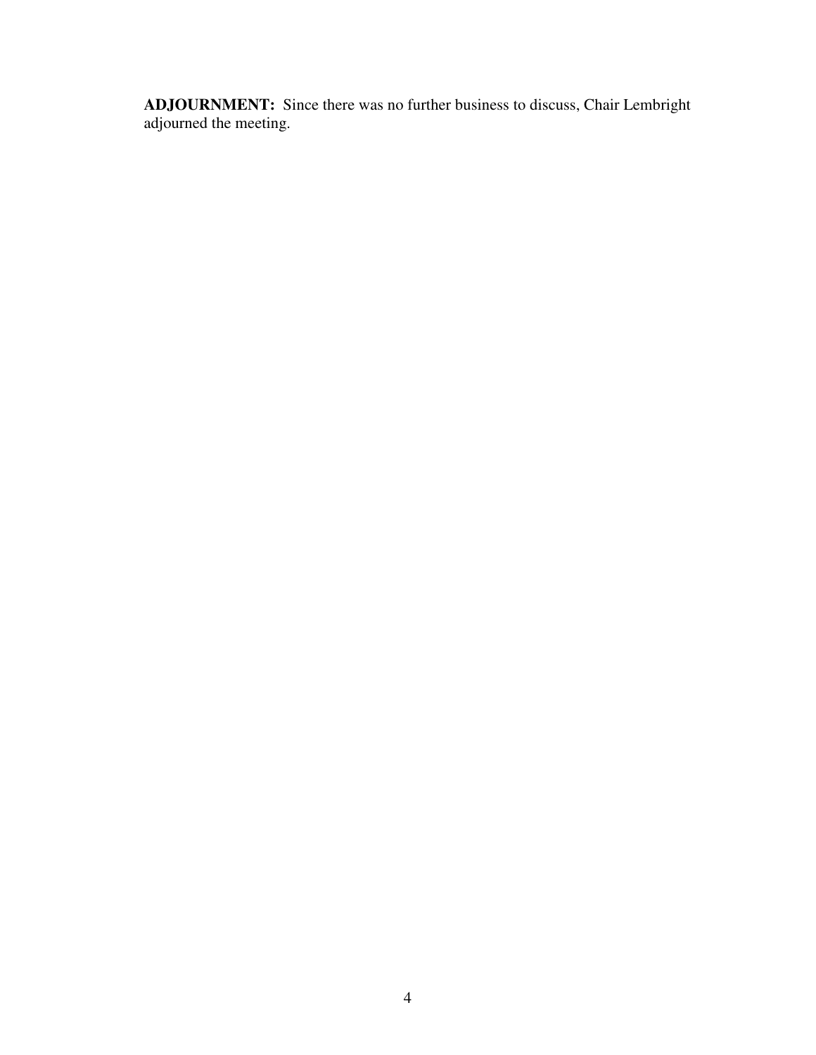**ADJOURNMENT:** Since there was no further business to discuss, Chair Lembright adjourned the meeting.